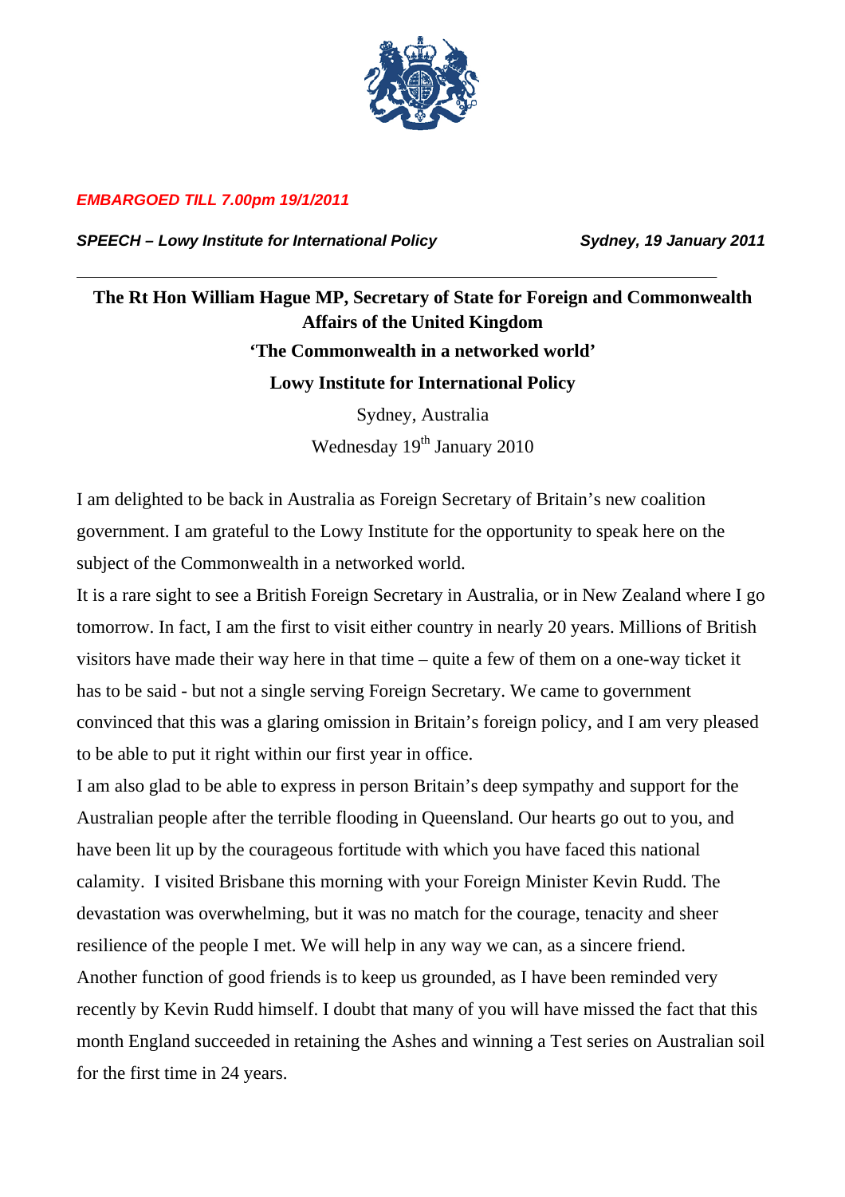*EMBARGOED TILL 7.00pm 19/1/2011*

***SPEECH – Lowy Institute for International Policy*** ***Sydney, 19 January 2011***

---

**The Rt Hon William Hague MP, Secretary of State for Foreign and Commonwealth Affairs of the United Kingdom**

**'The Commonwealth in a networked world'**

**Lowy Institute for International Policy**

Sydney, Australia

Wednesday 19th January 2010

I am delighted to be back in Australia as Foreign Secretary of Britain's new coalition government. I am grateful to the Lowy Institute for the opportunity to speak here on the subject of the Commonwealth in a networked world.

It is a rare sight to see a British Foreign Secretary in Australia, or in New Zealand where I go tomorrow. In fact, I am the first to visit either country in nearly 20 years. Millions of British visitors have made their way here in that time – quite a few of them on a one-way ticket it has to be said - but not a single serving Foreign Secretary. We came to government convinced that this was a glaring omission in Britain's foreign policy, and I am very pleased to be able to put it right within our first year in office.

I am also glad to be able to express in person Britain's deep sympathy and support for the Australian people after the terrible flooding in Queensland. Our hearts go out to you, and have been lit up by the courageous fortitude with which you have faced this national calamity. I visited Brisbane this morning with your Foreign Minister Kevin Rudd. The devastation was overwhelming, but it was no match for the courage, tenacity and sheer resilience of the people I met. We will help in any way we can, as a sincere friend.

Another function of good friends is to keep us grounded, as I have been reminded very recently by Kevin Rudd himself. I doubt that many of you will have missed the fact that this month England succeeded in retaining the Ashes and winning a Test series on Australian soil for the first time in 24 years.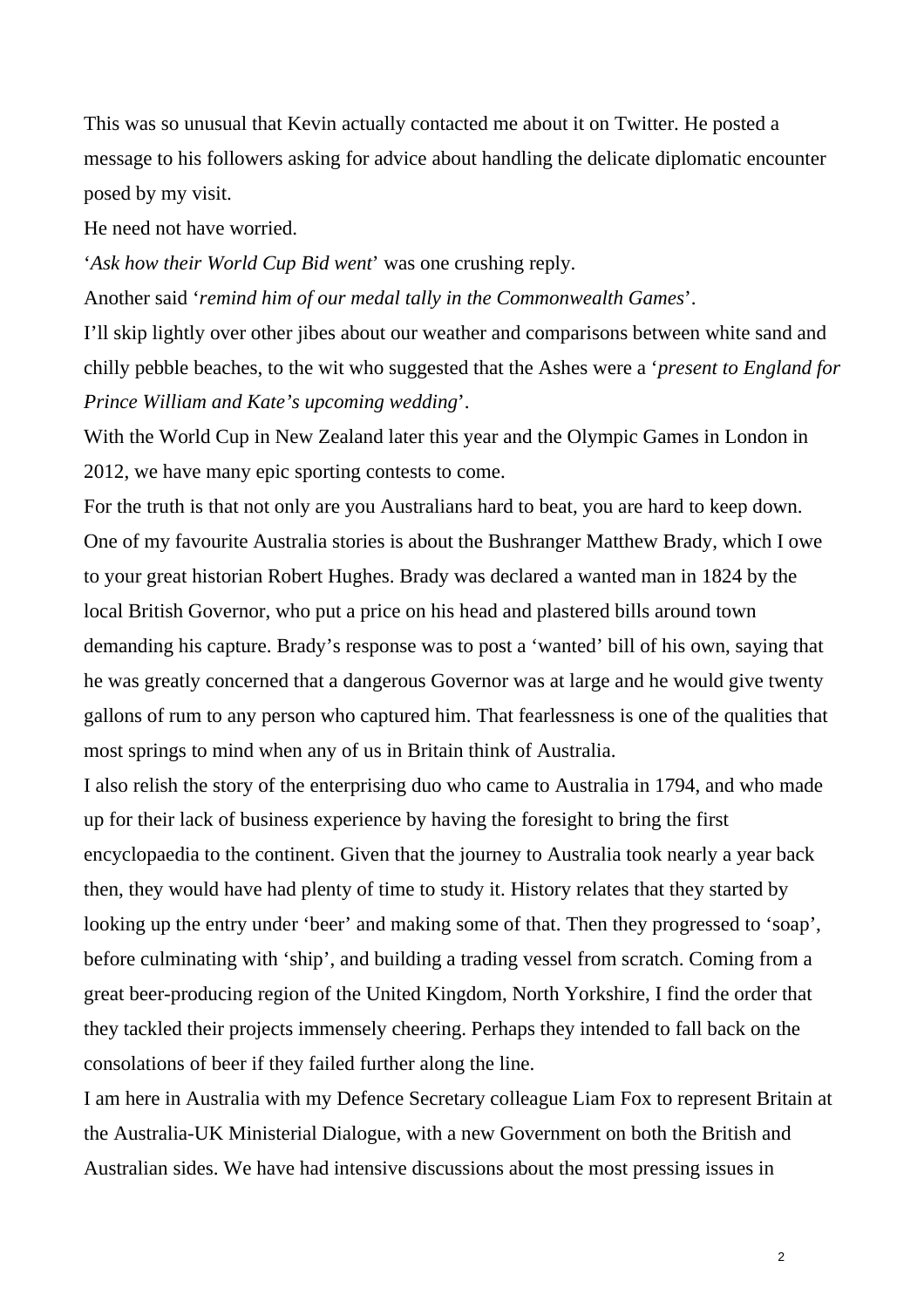This was so unusual that Kevin actually contacted me about it on Twitter. He posted a message to his followers asking for advice about handling the delicate diplomatic encounter posed by my visit.

He need not have worried.

'*Ask how their World Cup Bid went*' was one crushing reply.

Another said '*remind him of our medal tally in the Commonwealth Games*'.

I'll skip lightly over other jibes about our weather and comparisons between white sand and chilly pebble beaches, to the wit who suggested that the Ashes were a '*present to England for Prince William and Kate's upcoming wedding*'.

With the World Cup in New Zealand later this year and the Olympic Games in London in 2012, we have many epic sporting contests to come.

For the truth is that not only are you Australians hard to beat, you are hard to keep down.

One of my favourite Australia stories is about the Bushranger Matthew Brady, which I owe to your great historian Robert Hughes. Brady was declared a wanted man in 1824 by the local British Governor, who put a price on his head and plastered bills around town demanding his capture. Brady's response was to post a 'wanted' bill of his own, saying that he was greatly concerned that a dangerous Governor was at large and he would give twenty gallons of rum to any person who captured him. That fearlessness is one of the qualities that most springs to mind when any of us in Britain think of Australia.

I also relish the story of the enterprising duo who came to Australia in 1794, and who made up for their lack of business experience by having the foresight to bring the first encyclopaedia to the continent. Given that the journey to Australia took nearly a year back then, they would have had plenty of time to study it. History relates that they started by looking up the entry under 'beer' and making some of that. Then they progressed to 'soap', before culminating with 'ship', and building a trading vessel from scratch. Coming from a great beer-producing region of the United Kingdom, North Yorkshire, I find the order that they tackled their projects immensely cheering. Perhaps they intended to fall back on the consolations of beer if they failed further along the line.

I am here in Australia with my Defence Secretary colleague Liam Fox to represent Britain at the Australia-UK Ministerial Dialogue, with a new Government on both the British and Australian sides. We have had intensive discussions about the most pressing issues in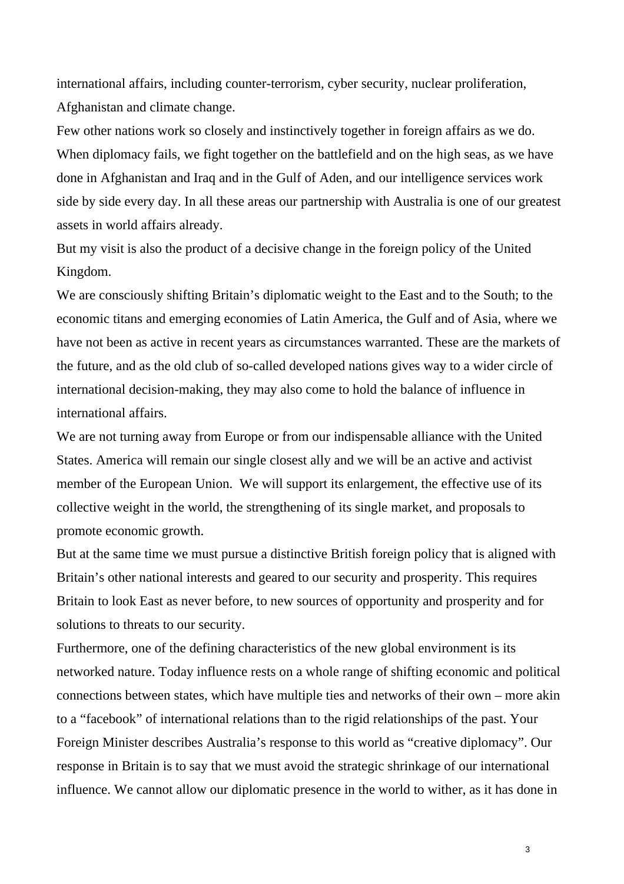international affairs, including counter-terrorism, cyber security, nuclear proliferation, Afghanistan and climate change.

Few other nations work so closely and instinctively together in foreign affairs as we do. When diplomacy fails, we fight together on the battlefield and on the high seas, as we have done in Afghanistan and Iraq and in the Gulf of Aden, and our intelligence services work side by side every day. In all these areas our partnership with Australia is one of our greatest assets in world affairs already.

But my visit is also the product of a decisive change in the foreign policy of the United Kingdom.

We are consciously shifting Britain's diplomatic weight to the East and to the South; to the economic titans and emerging economies of Latin America, the Gulf and of Asia, where we have not been as active in recent years as circumstances warranted. These are the markets of the future, and as the old club of so-called developed nations gives way to a wider circle of international decision-making, they may also come to hold the balance of influence in international affairs.

We are not turning away from Europe or from our indispensable alliance with the United States. America will remain our single closest ally and we will be an active and activist member of the European Union. We will support its enlargement, the effective use of its collective weight in the world, the strengthening of its single market, and proposals to promote economic growth.

But at the same time we must pursue a distinctive British foreign policy that is aligned with Britain's other national interests and geared to our security and prosperity. This requires Britain to look East as never before, to new sources of opportunity and prosperity and for solutions to threats to our security.

Furthermore, one of the defining characteristics of the new global environment is its networked nature. Today influence rests on a whole range of shifting economic and political connections between states, which have multiple ties and networks of their own – more akin to a "facebook" of international relations than to the rigid relationships of the past. Your Foreign Minister describes Australia's response to this world as "creative diplomacy". Our response in Britain is to say that we must avoid the strategic shrinkage of our international influence. We cannot allow our diplomatic presence in the world to wither, as it has done in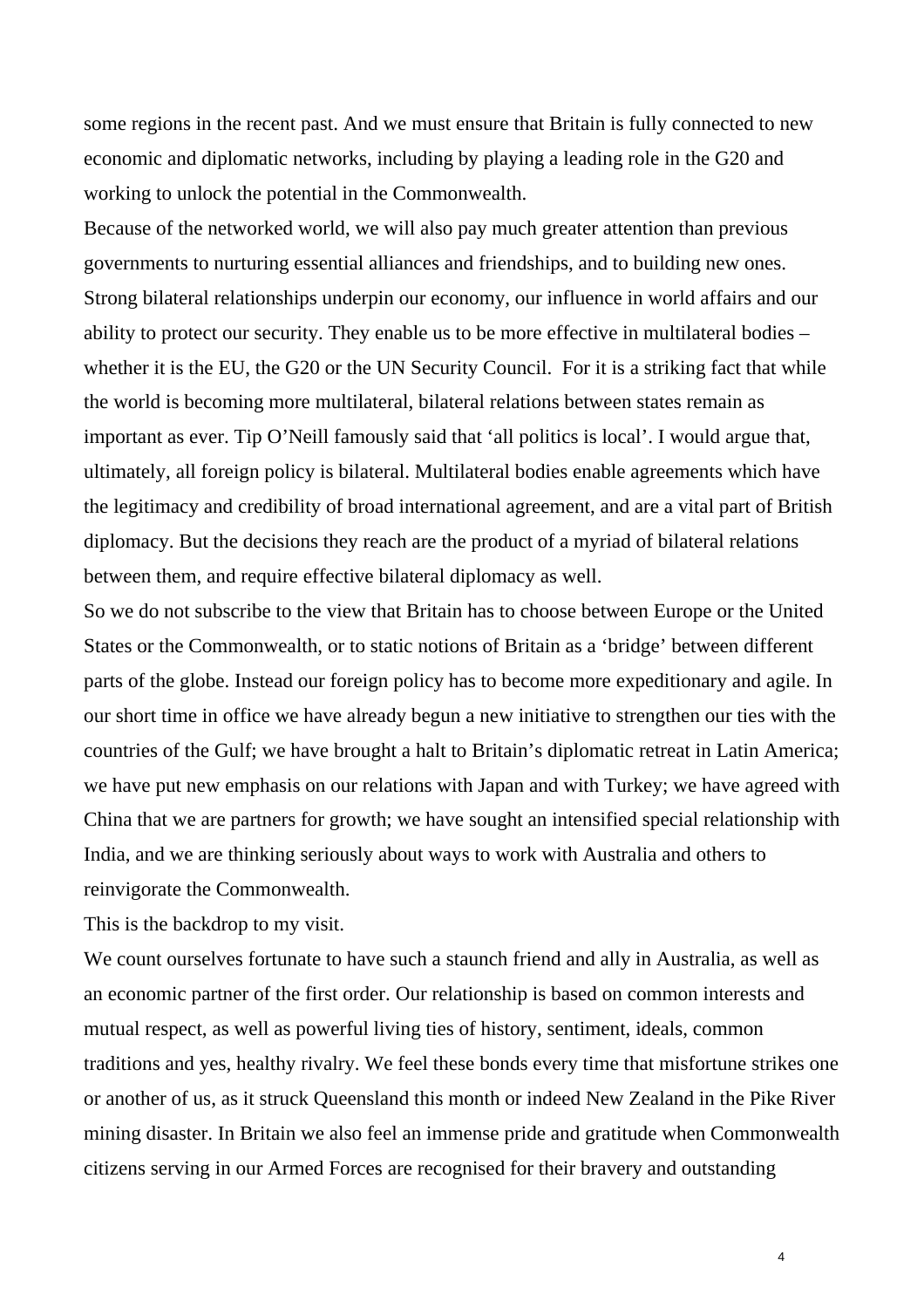some regions in the recent past. And we must ensure that Britain is fully connected to new economic and diplomatic networks, including by playing a leading role in the G20 and working to unlock the potential in the Commonwealth.

Because of the networked world, we will also pay much greater attention than previous governments to nurturing essential alliances and friendships, and to building new ones. Strong bilateral relationships underpin our economy, our influence in world affairs and our ability to protect our security. They enable us to be more effective in multilateral bodies – whether it is the EU, the G20 or the UN Security Council. For it is a striking fact that while the world is becoming more multilateral, bilateral relations between states remain as important as ever. Tip O'Neill famously said that 'all politics is local'. I would argue that, ultimately, all foreign policy is bilateral. Multilateral bodies enable agreements which have the legitimacy and credibility of broad international agreement, and are a vital part of British diplomacy. But the decisions they reach are the product of a myriad of bilateral relations between them, and require effective bilateral diplomacy as well.

So we do not subscribe to the view that Britain has to choose between Europe or the United States or the Commonwealth, or to static notions of Britain as a 'bridge' between different parts of the globe. Instead our foreign policy has to become more expeditionary and agile. In our short time in office we have already begun a new initiative to strengthen our ties with the countries of the Gulf; we have brought a halt to Britain's diplomatic retreat in Latin America; we have put new emphasis on our relations with Japan and with Turkey; we have agreed with China that we are partners for growth; we have sought an intensified special relationship with India, and we are thinking seriously about ways to work with Australia and others to reinvigorate the Commonwealth.

This is the backdrop to my visit.

We count ourselves fortunate to have such a staunch friend and ally in Australia, as well as an economic partner of the first order. Our relationship is based on common interests and mutual respect, as well as powerful living ties of history, sentiment, ideals, common traditions and yes, healthy rivalry. We feel these bonds every time that misfortune strikes one or another of us, as it struck Queensland this month or indeed New Zealand in the Pike River mining disaster. In Britain we also feel an immense pride and gratitude when Commonwealth citizens serving in our Armed Forces are recognised for their bravery and outstanding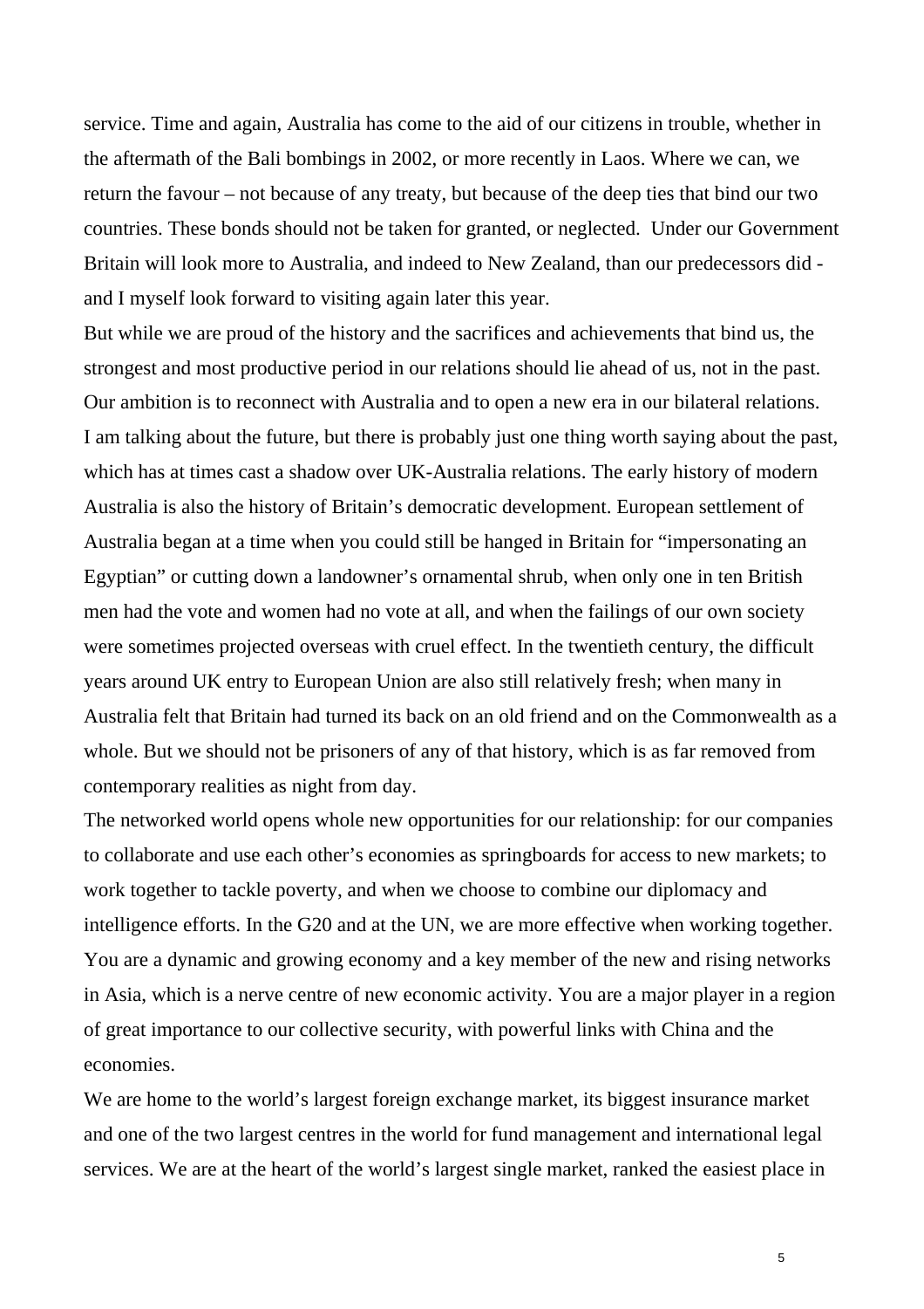service. Time and again, Australia has come to the aid of our citizens in trouble, whether in the aftermath of the Bali bombings in 2002, or more recently in Laos. Where we can, we return the favour – not because of any treaty, but because of the deep ties that bind our two countries. These bonds should not be taken for granted, or neglected. Under our Government Britain will look more to Australia, and indeed to New Zealand, than our predecessors did - and I myself look forward to visiting again later this year.

But while we are proud of the history and the sacrifices and achievements that bind us, the strongest and most productive period in our relations should lie ahead of us, not in the past. Our ambition is to reconnect with Australia and to open a new era in our bilateral relations.

I am talking about the future, but there is probably just one thing worth saying about the past, which has at times cast a shadow over UK-Australia relations. The early history of modern Australia is also the history of Britain's democratic development. European settlement of Australia began at a time when you could still be hanged in Britain for "impersonating an Egyptian" or cutting down a landowner's ornamental shrub, when only one in ten British men had the vote and women had no vote at all, and when the failings of our own society were sometimes projected overseas with cruel effect. In the twentieth century, the difficult years around UK entry to European Union are also still relatively fresh; when many in Australia felt that Britain had turned its back on an old friend and on the Commonwealth as a whole. But we should not be prisoners of any of that history, which is as far removed from contemporary realities as night from day.

The networked world opens whole new opportunities for our relationship: for our companies to collaborate and use each other's economies as springboards for access to new markets; to work together to tackle poverty, and when we choose to combine our diplomacy and intelligence efforts. In the G20 and at the UN, we are more effective when working together. You are a dynamic and growing economy and a key member of the new and rising networks in Asia, which is a nerve centre of new economic activity. You are a major player in a region of great importance to our collective security, with powerful links with China and the economies.

We are home to the world's largest foreign exchange market, its biggest insurance market and one of the two largest centres in the world for fund management and international legal services. We are at the heart of the world's largest single market, ranked the easiest place in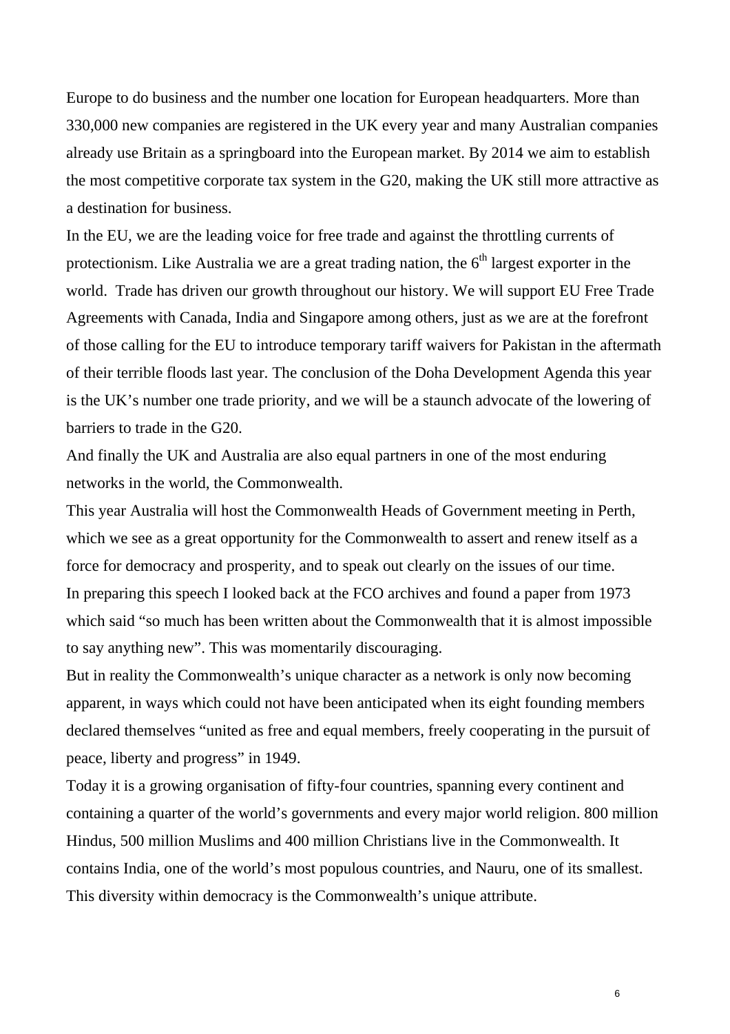Europe to do business and the number one location for European headquarters. More than 330,000 new companies are registered in the UK every year and many Australian companies already use Britain as a springboard into the European market. By 2014 we aim to establish the most competitive corporate tax system in the G20, making the UK still more attractive as a destination for business.

In the EU, we are the leading voice for free trade and against the throttling currents of protectionism. Like Australia we are a great trading nation, the 6th largest exporter in the world. Trade has driven our growth throughout our history. We will support EU Free Trade Agreements with Canada, India and Singapore among others, just as we are at the forefront of those calling for the EU to introduce temporary tariff waivers for Pakistan in the aftermath of their terrible floods last year. The conclusion of the Doha Development Agenda this year is the UK's number one trade priority, and we will be a staunch advocate of the lowering of barriers to trade in the G20.

And finally the UK and Australia are also equal partners in one of the most enduring networks in the world, the Commonwealth.

This year Australia will host the Commonwealth Heads of Government meeting in Perth, which we see as a great opportunity for the Commonwealth to assert and renew itself as a force for democracy and prosperity, and to speak out clearly on the issues of our time.

In preparing this speech I looked back at the FCO archives and found a paper from 1973 which said "so much has been written about the Commonwealth that it is almost impossible to say anything new". This was momentarily discouraging.

But in reality the Commonwealth's unique character as a network is only now becoming apparent, in ways which could not have been anticipated when its eight founding members declared themselves "united as free and equal members, freely cooperating in the pursuit of peace, liberty and progress" in 1949.

Today it is a growing organisation of fifty-four countries, spanning every continent and containing a quarter of the world's governments and every major world religion. 800 million Hindus, 500 million Muslims and 400 million Christians live in the Commonwealth. It contains India, one of the world's most populous countries, and Nauru, one of its smallest. This diversity within democracy is the Commonwealth's unique attribute.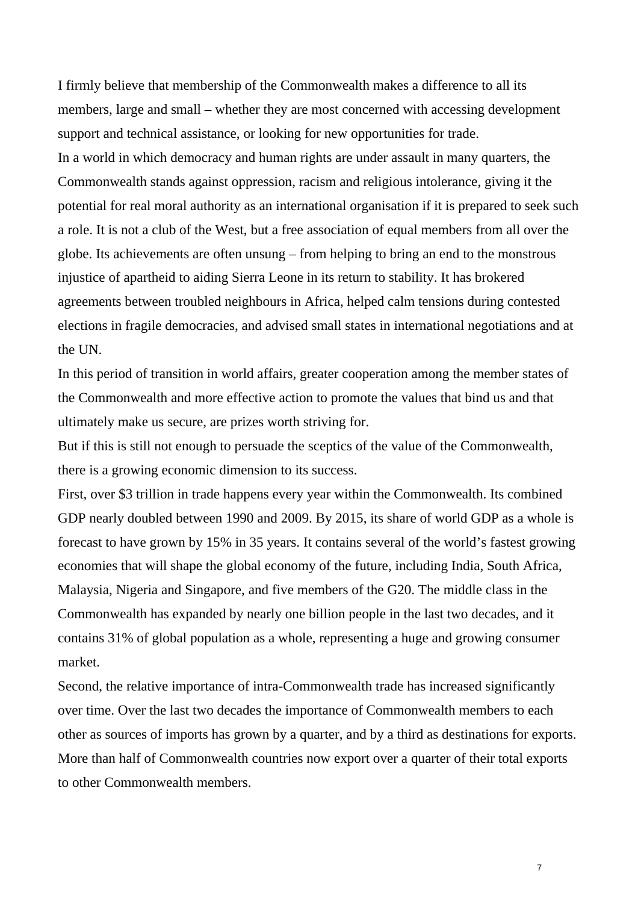I firmly believe that membership of the Commonwealth makes a difference to all its members, large and small – whether they are most concerned with accessing development support and technical assistance, or looking for new opportunities for trade.

In a world in which democracy and human rights are under assault in many quarters, the Commonwealth stands against oppression, racism and religious intolerance, giving it the potential for real moral authority as an international organisation if it is prepared to seek such a role. It is not a club of the West, but a free association of equal members from all over the globe. Its achievements are often unsung – from helping to bring an end to the monstrous injustice of apartheid to aiding Sierra Leone in its return to stability. It has brokered agreements between troubled neighbours in Africa, helped calm tensions during contested elections in fragile democracies, and advised small states in international negotiations and at the UN.

In this period of transition in world affairs, greater cooperation among the member states of the Commonwealth and more effective action to promote the values that bind us and that ultimately make us secure, are prizes worth striving for.

But if this is still not enough to persuade the sceptics of the value of the Commonwealth, there is a growing economic dimension to its success.

First, over $3 trillion in trade happens every year within the Commonwealth. Its combined GDP nearly doubled between 1990 and 2009. By 2015, its share of world GDP as a whole is forecast to have grown by 15% in 35 years. It contains several of the world's fastest growing economies that will shape the global economy of the future, including India, South Africa, Malaysia, Nigeria and Singapore, and five members of the G20. The middle class in the Commonwealth has expanded by nearly one billion people in the last two decades, and it contains 31% of global population as a whole, representing a huge and growing consumer market.

Second, the relative importance of intra-Commonwealth trade has increased significantly over time. Over the last two decades the importance of Commonwealth members to each other as sources of imports has grown by a quarter, and by a third as destinations for exports. More than half of Commonwealth countries now export over a quarter of their total exports to other Commonwealth members.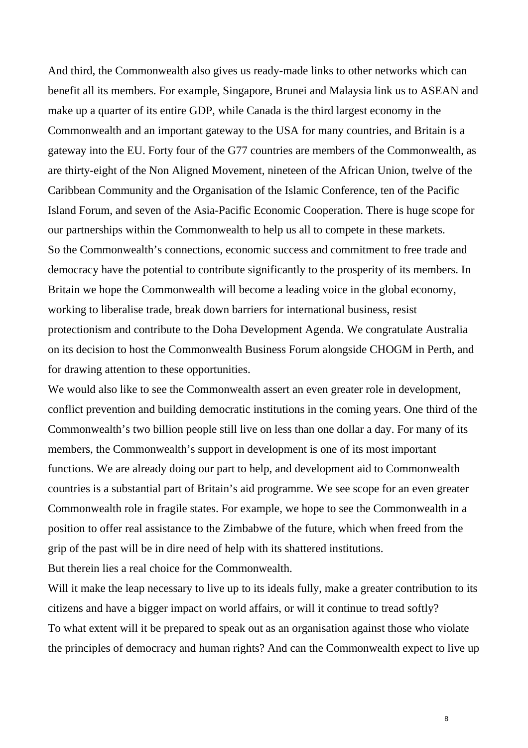And third, the Commonwealth also gives us ready-made links to other networks which can benefit all its members. For example, Singapore, Brunei and Malaysia link us to ASEAN and make up a quarter of its entire GDP, while Canada is the third largest economy in the Commonwealth and an important gateway to the USA for many countries, and Britain is a gateway into the EU. Forty four of the G77 countries are members of the Commonwealth, as are thirty-eight of the Non Aligned Movement, nineteen of the African Union, twelve of the Caribbean Community and the Organisation of the Islamic Conference, ten of the Pacific Island Forum, and seven of the Asia-Pacific Economic Cooperation. There is huge scope for our partnerships within the Commonwealth to help us all to compete in these markets.

So the Commonwealth's connections, economic success and commitment to free trade and democracy have the potential to contribute significantly to the prosperity of its members. In Britain we hope the Commonwealth will become a leading voice in the global economy, working to liberalise trade, break down barriers for international business, resist protectionism and contribute to the Doha Development Agenda. We congratulate Australia on its decision to host the Commonwealth Business Forum alongside CHOGM in Perth, and for drawing attention to these opportunities.

We would also like to see the Commonwealth assert an even greater role in development, conflict prevention and building democratic institutions in the coming years. One third of the Commonwealth's two billion people still live on less than one dollar a day. For many of its members, the Commonwealth's support in development is one of its most important functions. We are already doing our part to help, and development aid to Commonwealth countries is a substantial part of Britain's aid programme. We see scope for an even greater Commonwealth role in fragile states. For example, we hope to see the Commonwealth in a position to offer real assistance to the Zimbabwe of the future, which when freed from the grip of the past will be in dire need of help with its shattered institutions.

But therein lies a real choice for the Commonwealth.

Will it make the leap necessary to live up to its ideals fully, make a greater contribution to its citizens and have a bigger impact on world affairs, or will it continue to tread softly?

To what extent will it be prepared to speak out as an organisation against those who violate the principles of democracy and human rights? And can the Commonwealth expect to live up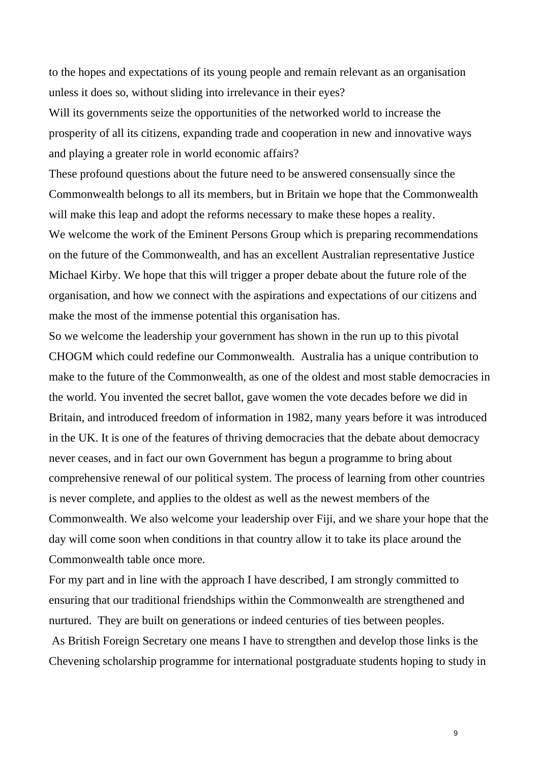to the hopes and expectations of its young people and remain relevant as an organisation unless it does so, without sliding into irrelevance in their eyes?

Will its governments seize the opportunities of the networked world to increase the prosperity of all its citizens, expanding trade and cooperation in new and innovative ways and playing a greater role in world economic affairs?

These profound questions about the future need to be answered consensually since the Commonwealth belongs to all its members, but in Britain we hope that the Commonwealth will make this leap and adopt the reforms necessary to make these hopes a reality.

We welcome the work of the Eminent Persons Group which is preparing recommendations on the future of the Commonwealth, and has an excellent Australian representative Justice Michael Kirby. We hope that this will trigger a proper debate about the future role of the organisation, and how we connect with the aspirations and expectations of our citizens and make the most of the immense potential this organisation has.

So we welcome the leadership your government has shown in the run up to this pivotal CHOGM which could redefine our Commonwealth. Australia has a unique contribution to make to the future of the Commonwealth, as one of the oldest and most stable democracies in the world. You invented the secret ballot, gave women the vote decades before we did in Britain, and introduced freedom of information in 1982, many years before it was introduced in the UK. It is one of the features of thriving democracies that the debate about democracy never ceases, and in fact our own Government has begun a programme to bring about comprehensive renewal of our political system. The process of learning from other countries is never complete, and applies to the oldest as well as the newest members of the Commonwealth. We also welcome your leadership over Fiji, and we share your hope that the day will come soon when conditions in that country allow it to take its place around the Commonwealth table once more.

For my part and in line with the approach I have described, I am strongly committed to ensuring that our traditional friendships within the Commonwealth are strengthened and nurtured. They are built on generations or indeed centuries of ties between peoples.

As British Foreign Secretary one means I have to strengthen and develop those links is the Chevening scholarship programme for international postgraduate students hoping to study in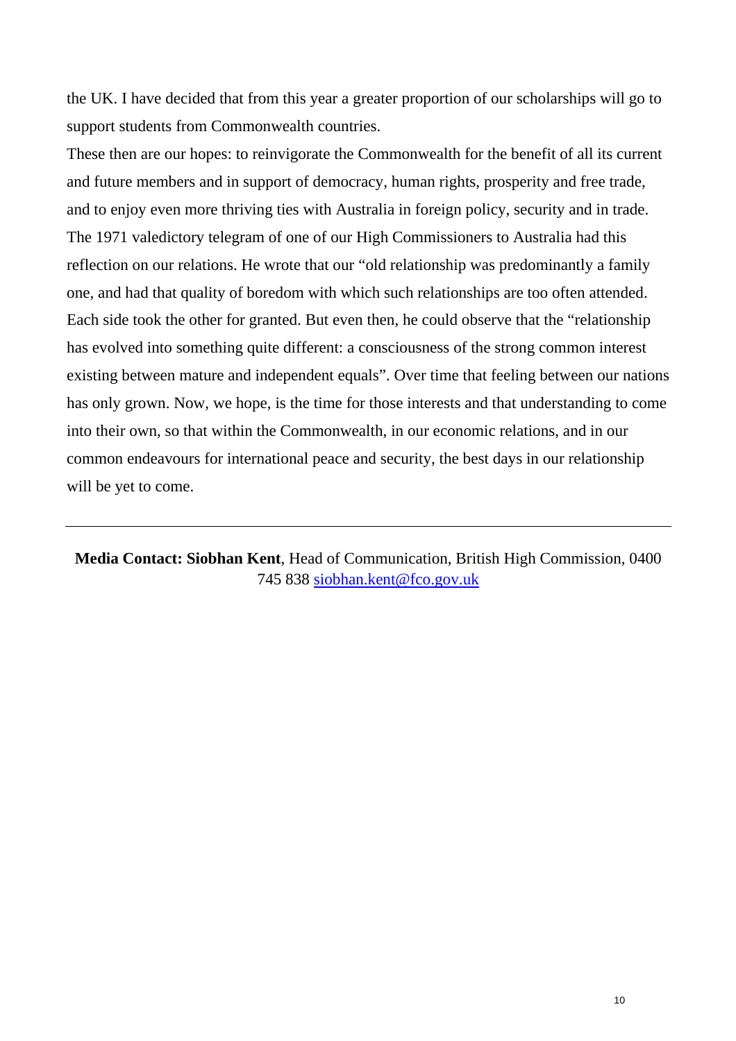the UK. I have decided that from this year a greater proportion of our scholarships will go to support students from Commonwealth countries.

These then are our hopes: to reinvigorate the Commonwealth for the benefit of all its current and future members and in support of democracy, human rights, prosperity and free trade, and to enjoy even more thriving ties with Australia in foreign policy, security and in trade.

The 1971 valedictory telegram of one of our High Commissioners to Australia had this reflection on our relations. He wrote that our "old relationship was predominantly a family one, and had that quality of boredom with which such relationships are too often attended. Each side took the other for granted. But even then, he could observe that the "relationship has evolved into something quite different: a consciousness of the strong common interest existing between mature and independent equals". Over time that feeling between our nations has only grown. Now, we hope, is the time for those interests and that understanding to come into their own, so that within the Commonwealth, in our economic relations, and in our common endeavours for international peace and security, the best days in our relationship will be yet to come.

---

**Media Contact: Siobhan Kent**, Head of Communication, British High Commission, 0400 745 838 [siobhan.kent@fco.gov.uk](mailto:siobhan.kent@fco.gov.uk)